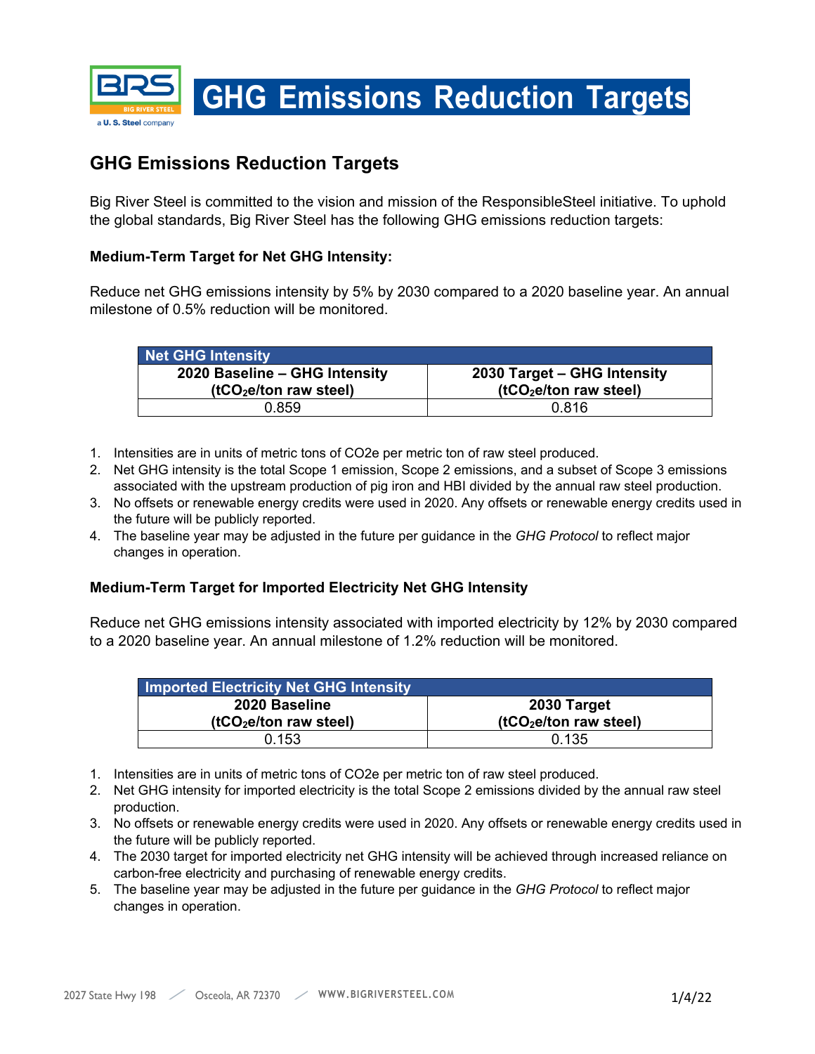# GHG Emissions Reduction Targets

## GHG Emissions Reduction Targets

Big River Steel is committed to the vision and mission of the ResponsibleSteel initiative. To uphold the global standards, Big River Steel has the following GHG emissions reduction targets:

**Medium-Term Target for Net GHG Intensity:**

Reduce net GHG emissions intensity by 5% by 2030 compared to a 2020 baseline year. An annual milestone of 0.5% reduction will be monitored.

| Net GHG Intensity | |
|---|---|
| **2020 Baseline – GHG Intensity ($tCO_2e$/ton raw steel)** | **2030 Target – GHG Intensity ($tCO_2e$/ton raw steel)** |
| 0.859 | 0.816 |

1. Intensities are in units of metric tons of CO2e per metric ton of raw steel produced.
2. Net GHG intensity is the total Scope 1 emission, Scope 2 emissions, and a subset of Scope 3 emissions associated with the upstream production of pig iron and HBI divided by the annual raw steel production.
3. No offsets or renewable energy credits were used in 2020. Any offsets or renewable energy credits used in the future will be publicly reported.
4. The baseline year may be adjusted in the future per guidance in the *GHG Protocol* to reflect major changes in operation.

**Medium-Term Target for Imported Electricity Net GHG Intensity**

Reduce net GHG emissions intensity associated with imported electricity by 12% by 2030 compared to a 2020 baseline year. An annual milestone of 1.2% reduction will be monitored.

| Imported Electricity Net GHG Intensity | |
|---|---|
| **2020 Baseline ($tCO_2e$/ton raw steel)** | **2030 Target ($tCO_2e$/ton raw steel)** |
| 0.153 | 0.135 |

1. Intensities are in units of metric tons of CO2e per metric ton of raw steel produced.
2. Net GHG intensity for imported electricity is the total Scope 2 emissions divided by the annual raw steel production.
3. No offsets or renewable energy credits were used in 2020. Any offsets or renewable energy credits used in the future will be publicly reported.
4. The 2030 target for imported electricity net GHG intensity will be achieved through increased reliance on carbon-free electricity and purchasing of renewable energy credits.
5. The baseline year may be adjusted in the future per guidance in the *GHG Protocol* to reflect major changes in operation.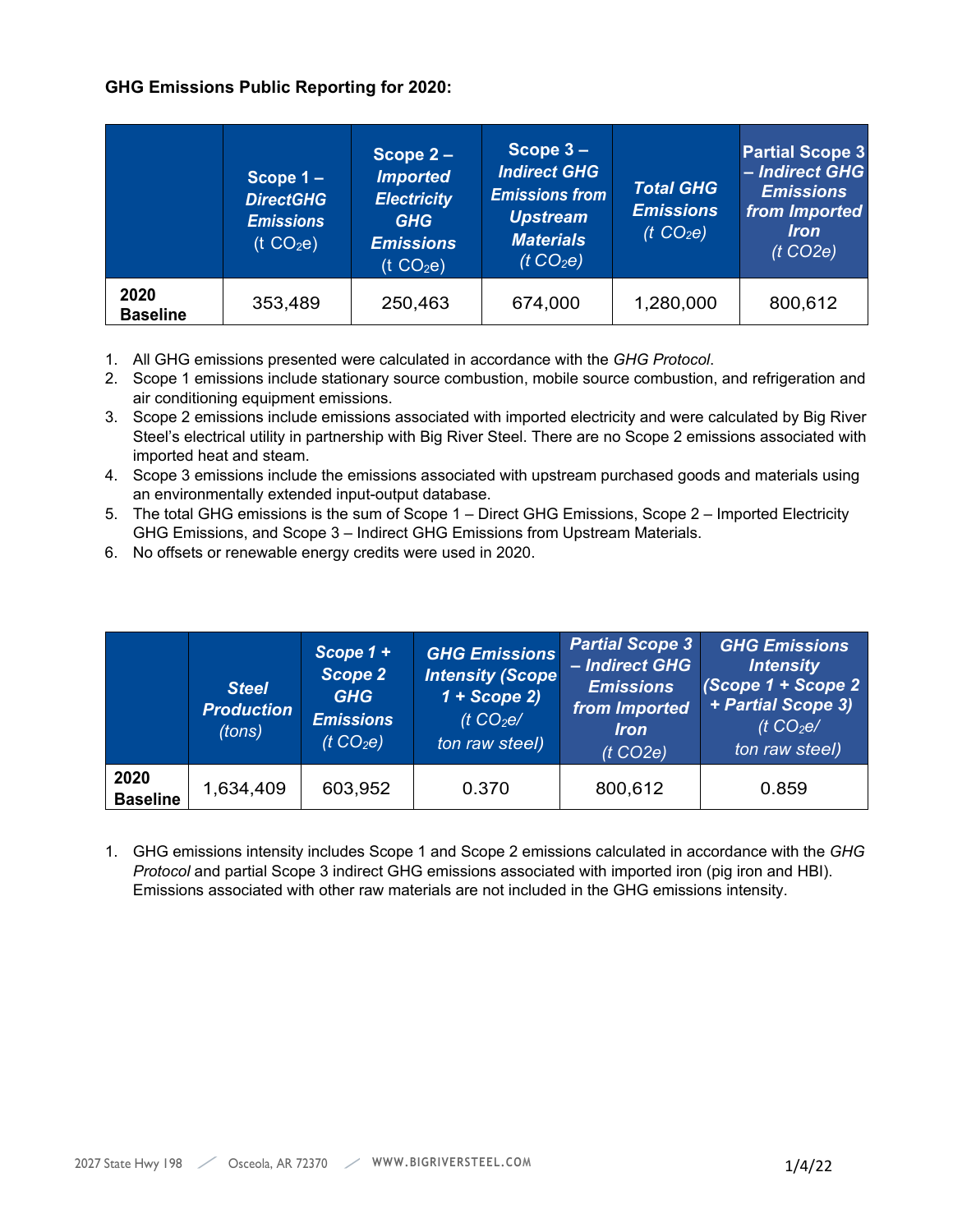**GHG Emissions Public Reporting for 2020:**

| | Scope 1 – DirectGHG Emissions (t $CO_2e$) | Scope 2 – Imported Electricity GHG Emissions (t $CO_2e$) | Scope 3 – Indirect GHG Emissions from Upstream Materials (t $CO_2e$) | Total GHG Emissions (t $CO_2e$) | Partial Scope 3 – Indirect GHG Emissions from Imported Iron (t CO2e) |
|---|---|---|---|---|---|
| **2020 Baseline** | 353,489 | 250,463 | 674,000 | 1,280,000 | 800,612 |

1. All GHG emissions presented were calculated in accordance with the *GHG Protocol*.
2. Scope 1 emissions include stationary source combustion, mobile source combustion, and refrigeration and air conditioning equipment emissions.
3. Scope 2 emissions include emissions associated with imported electricity and were calculated by Big River Steel's electrical utility in partnership with Big River Steel. There are no Scope 2 emissions associated with imported heat and steam.
4. Scope 3 emissions include the emissions associated with upstream purchased goods and materials using an environmentally extended input-output database.
5. The total GHG emissions is the sum of Scope 1 – Direct GHG Emissions, Scope 2 – Imported Electricity GHG Emissions, and Scope 3 – Indirect GHG Emissions from Upstream Materials.
6. No offsets or renewable energy credits were used in 2020.

| | Steel Production (tons) | Scope 1 + Scope 2 GHG Emissions (t $CO_2e$) | GHG Emissions Intensity (Scope 1 + Scope 2) (t $CO_2e$/ ton raw steel) | Partial Scope 3 – Indirect GHG Emissions from Imported Iron (t CO2e) | GHG Emissions Intensity (Scope 1 + Scope 2 + Partial Scope 3) (t $CO_2e$/ ton raw steel) |
|---|---|---|---|---|---|
| **2020 Baseline** | 1,634,409 | 603,952 | 0.370 | 800,612 | 0.859 |

1. GHG emissions intensity includes Scope 1 and Scope 2 emissions calculated in accordance with the *GHG Protocol* and partial Scope 3 indirect GHG emissions associated with imported iron (pig iron and HBI). Emissions associated with other raw materials are not included in the GHG emissions intensity.

2027 State Hwy 198 Osceola, AR 72370 WWW.BIGRIVERSTEEL.COM 1/4/22